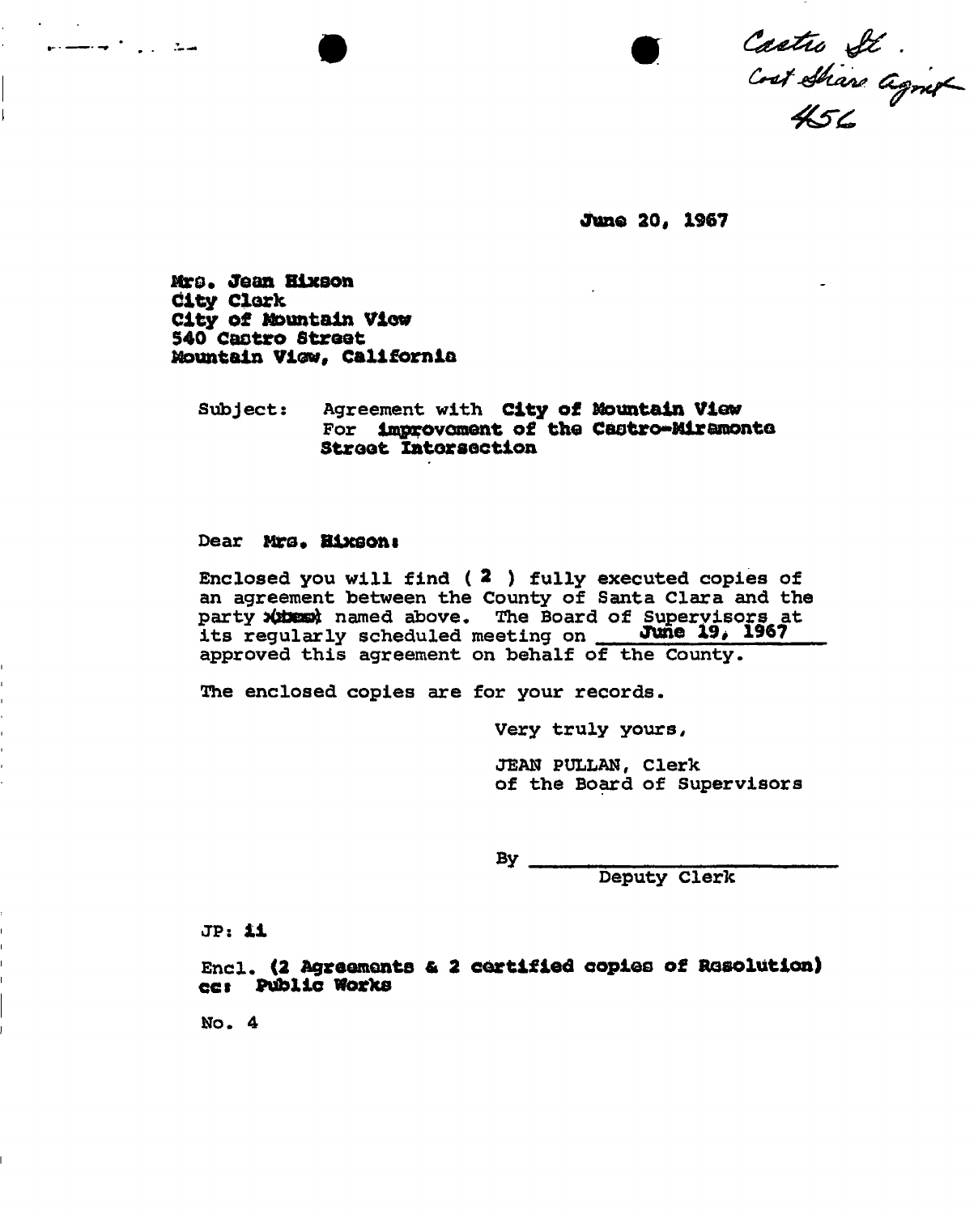Castro St.
Cost Share Agmt
456

June 20, 1967

Mrs. Jean Hixson
City Clerk
City of Mountain View
540 Castro Street
Mountain View, California

Subject: Agreement with City of Mountain View
For improvement of the Castro-Miramonte
Street Intersection

Dear Mrs. Hixson:

Enclosed you will find ( 2 ) fully executed copies of an agreement between the County of Santa Clara and the party (ies) named above. The Board of Supervisors at its regularly scheduled meeting on June 19, 1967 approved this agreement on behalf of the County.

The enclosed copies are for your records.

Very truly yours,

JEAN PULLAN, Clerk
of the Board of Supervisors

By ____________________
Deputy Clerk

JP: ii

Encl. (2 Agreements & 2 certified copies of Resolution)
cc: Public Works

No. 4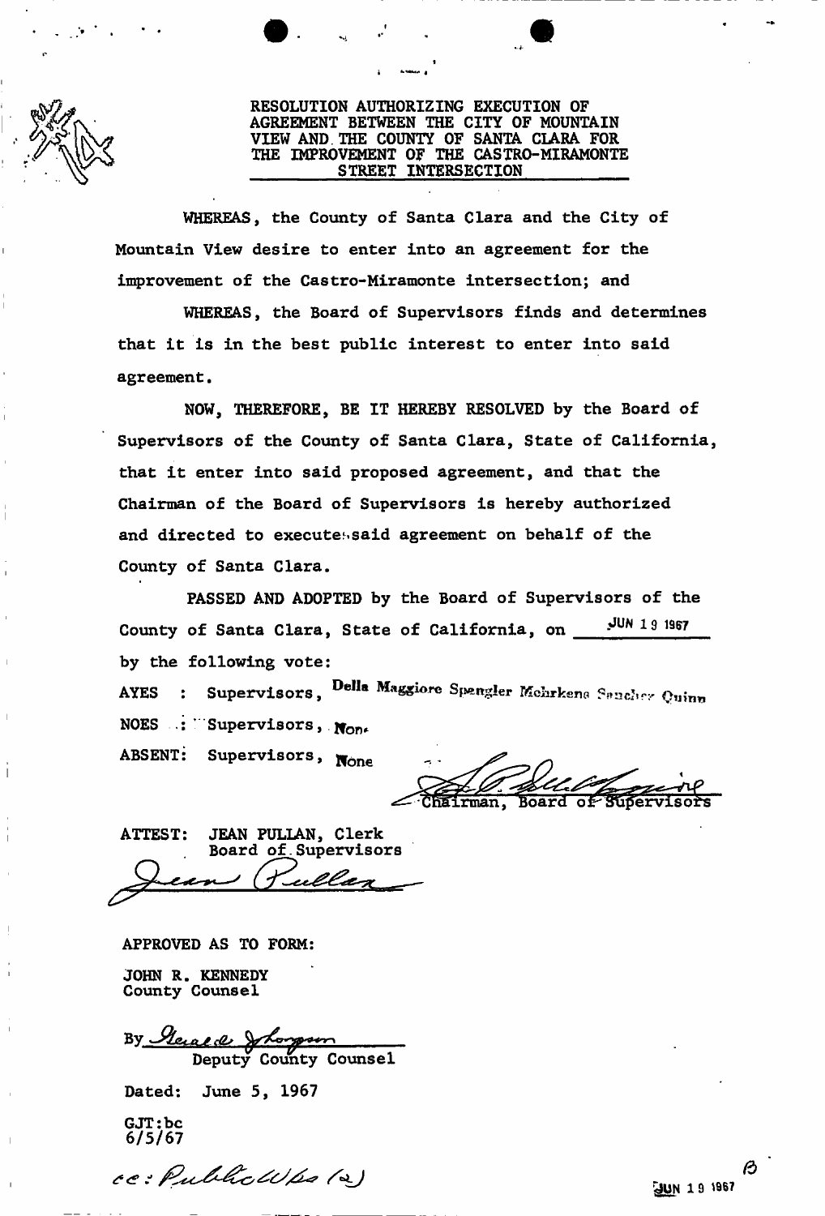# RESOLUTION AUTHORIZING EXECUTION OF AGREEMENT BETWEEN THE CITY OF MOUNTAIN VIEW AND THE COUNTY OF SANTA CLARA FOR THE IMPROVEMENT OF THE CASTRO-MIRAMONTE STREET INTERSECTION

WHEREAS, the County of Santa Clara and the City of Mountain View desire to enter into an agreement for the improvement of the Castro-Miramonte intersection; and

WHEREAS, the Board of Supervisors finds and determines that it is in the best public interest to enter into said agreement.

NOW, THEREFORE, BE IT HEREBY RESOLVED by the Board of Supervisors of the County of Santa Clara, State of California, that it enter into said proposed agreement, and that the Chairman of the Board of Supervisors is hereby authorized and directed to execute said agreement on behalf of the County of Santa Clara.

PASSED AND ADOPTED by the Board of Supervisors of the County of Santa Clara, State of California, on JUN 19 1967 by the following vote:

AYES : Supervisors, Della Maggiore Spengler Mehrkens Sanchez Quinn

NOES : Supervisors, None

ABSENT: Supervisors, None

Chairman, Board of Supervisors

ATTEST: JEAN PULLAN, Clerk
Board of Supervisors

Jean Pullan

APPROVED AS TO FORM:

JOHN R. KENNEDY
County Counsel

By Gerald Johnson
Deputy County Counsel

Dated: June 5, 1967

GJT:bc
6/5/67

cc: Public Wks (2)

JUN 19 1967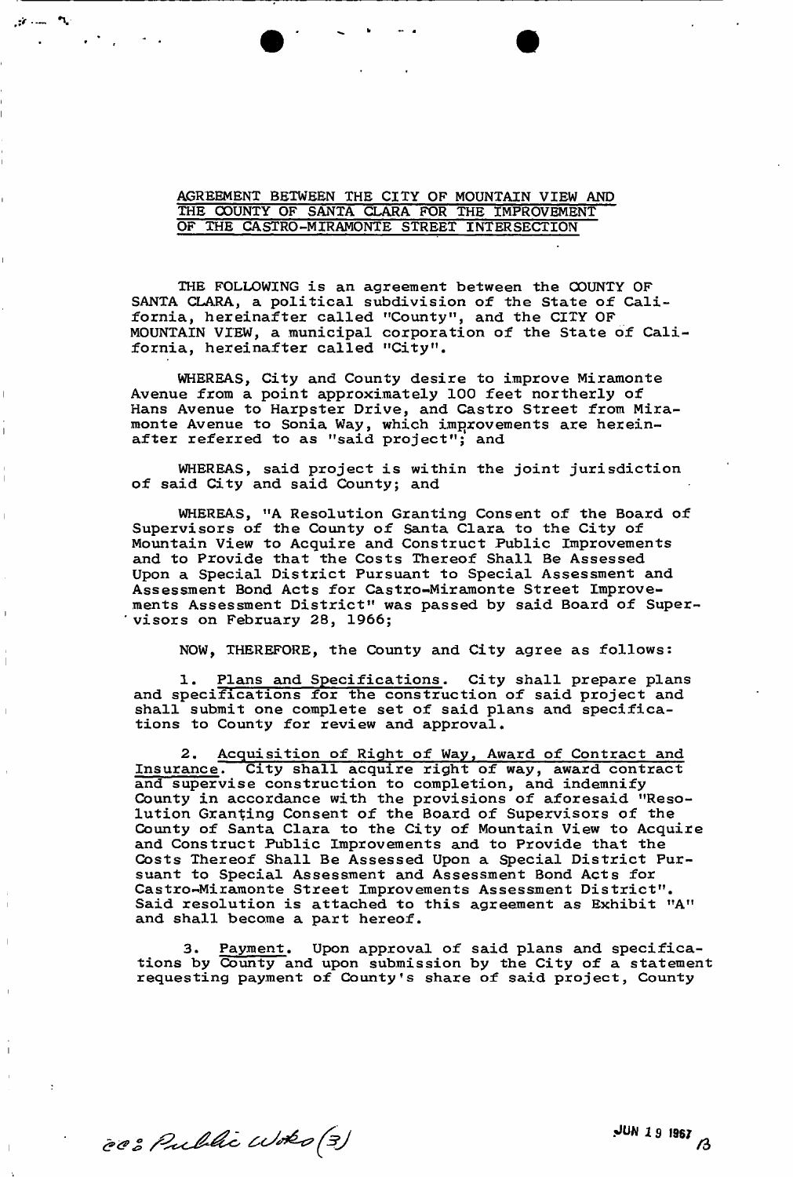AGREEMENT BETWEEN THE CITY OF MOUNTAIN VIEW AND THE COUNTY OF SANTA CLARA FOR THE IMPROVEMENT OF THE CASTRO-MIRAMONTE STREET INTERSECTION

THE FOLLOWING is an agreement between the COUNTY OF SANTA CLARA, a political subdivision of the State of California, hereinafter called "County", and the CITY OF MOUNTAIN VIEW, a municipal corporation of the State of California, hereinafter called "City".

WHEREAS, City and County desire to improve Miramonte Avenue from a point approximately 100 feet northerly of Hans Avenue to Harpster Drive, and Castro Street from Miramonte Avenue to Sonia Way, which improvements are hereinafter referred to as "said project"; and

WHEREAS, said project is within the joint jurisdiction of said City and said County; and

WHEREAS, "A Resolution Granting Consent of the Board of Supervisors of the County of Santa Clara to the City of Mountain View to Acquire and Construct Public Improvements and to Provide that the Costs Thereof Shall Be Assessed Upon a Special District Pursuant to Special Assessment and Assessment Bond Acts for Castro-Miramonte Street Improvements Assessment District" was passed by said Board of Supervisors on February 28, 1966;

NOW, THEREFORE, the County and City agree as follows:

1. Plans and Specifications. City shall prepare plans and specifications for the construction of said project and shall submit one complete set of said plans and specifications to County for review and approval.

2. Acquisition of Right of Way, Award of Contract and Insurance. City shall acquire right of way, award contract and supervise construction to completion, and indemnify County in accordance with the provisions of aforesaid "Resolution Granting Consent of the Board of Supervisors of the County of Santa Clara to the City of Mountain View to Acquire and Construct Public Improvements and to Provide that the Costs Thereof Shall Be Assessed Upon a Special District Pursuant to Special Assessment and Assessment Bond Acts for Castro-Miramonte Street Improvements Assessment District". Said resolution is attached to this agreement as Exhibit "A" and shall become a part hereof.

3. Payment. Upon approval of said plans and specifications by County and upon submission by the City of a statement requesting payment of County's share of said project, County

cc: Public Works (3)

JUN 19 1967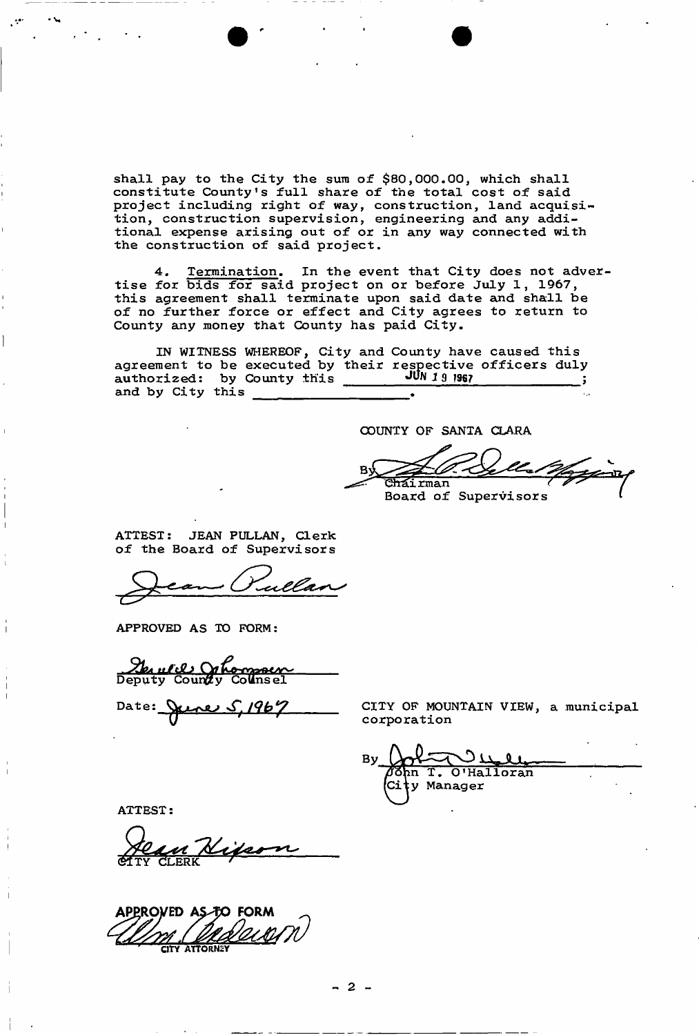shall pay to the City the sum of $80,000.00, which shall constitute County's full share of the total cost of said project including right of way, construction, land acquisition, construction supervision, engineering and any additional expense arising out of or in any way connected with the construction of said project.

4. Termination. In the event that City does not advertise for bids for said project on or before July 1, 1967, this agreement shall terminate upon said date and shall be of no further force or effect and City agrees to return to County any money that County has paid City.

IN WITNESS WHEREOF, City and County have caused this agreement to be executed by their respective officers duly authorized: by County this JUN 19 1967 ; and by City this \_\_\_\_\_\_\_\_\_\_\_\_\_\_\_\_.

COUNTY OF SANTA CLARA

By [signature]
Chairman
Board of Supervisors

ATTEST: JEAN PULLAN, Clerk of the Board of Supervisors

[signature: Jean Pullan]

APPROVED AS TO FORM:

[signature]
Deputy County Counsel

Date: June 5, 1967

CITY OF MOUNTAIN VIEW, a municipal corporation

By [signature]
John T. O'Halloran
City Manager

ATTEST:

[signature: Jean Hixson]
CITY CLERK

APPROVED AS TO FORM

[signature]
CITY ATTORNEY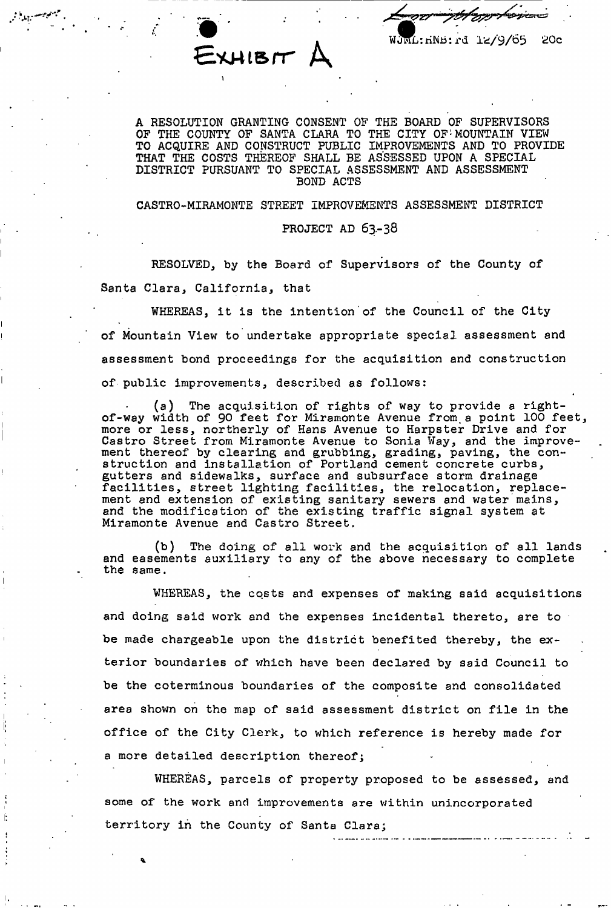EXHIBIT A

WJML:HNB:rd 12/9/65 20c

A RESOLUTION GRANTING CONSENT OF THE BOARD OF SUPERVISORS OF THE COUNTY OF SANTA CLARA TO THE CITY OF MOUNTAIN VIEW TO ACQUIRE AND CONSTRUCT PUBLIC IMPROVEMENTS AND TO PROVIDE THAT THE COSTS THEREOF SHALL BE ASSESSED UPON A SPECIAL DISTRICT PURSUANT TO SPECIAL ASSESSMENT AND ASSESSMENT BOND ACTS

CASTRO-MIRAMONTE STREET IMPROVEMENTS ASSESSMENT DISTRICT

PROJECT AD 63-38

RESOLVED, by the Board of Supervisors of the County of Santa Clara, California, that

WHEREAS, it is the intention of the Council of the City of Mountain View to undertake appropriate special assessment and assessment bond proceedings for the acquisition and construction of public improvements, described as follows:

(a) The acquisition of rights of way to provide a right-of-way width of 90 feet for Miramonte Avenue from a point 100 feet, more or less, northerly of Hans Avenue to Harpster Drive and for Castro Street from Miramonte Avenue to Sonia Way, and the improvement thereof by clearing and grubbing, grading, paving, the construction and installation of Portland cement concrete curbs, gutters and sidewalks, surface and subsurface storm drainage facilities, street lighting facilities, the relocation, replacement and extension of existing sanitary sewers and water mains, and the modification of the existing traffic signal system at Miramonte Avenue and Castro Street.

(b) The doing of all work and the acquisition of all lands and easements auxiliary to any of the above necessary to complete the same.

WHEREAS, the costs and expenses of making said acquisitions and doing said work and the expenses incidental thereto, are to be made chargeable upon the district benefited thereby, the exterior boundaries of which have been declared by said Council to be the coterminous boundaries of the composite and consolidated area shown on the map of said assessment district on file in the office of the City Clerk, to which reference is hereby made for a more detailed description thereof;

WHEREAS, parcels of property proposed to be assessed, and some of the work and improvements are within unincorporated territory in the County of Santa Clara;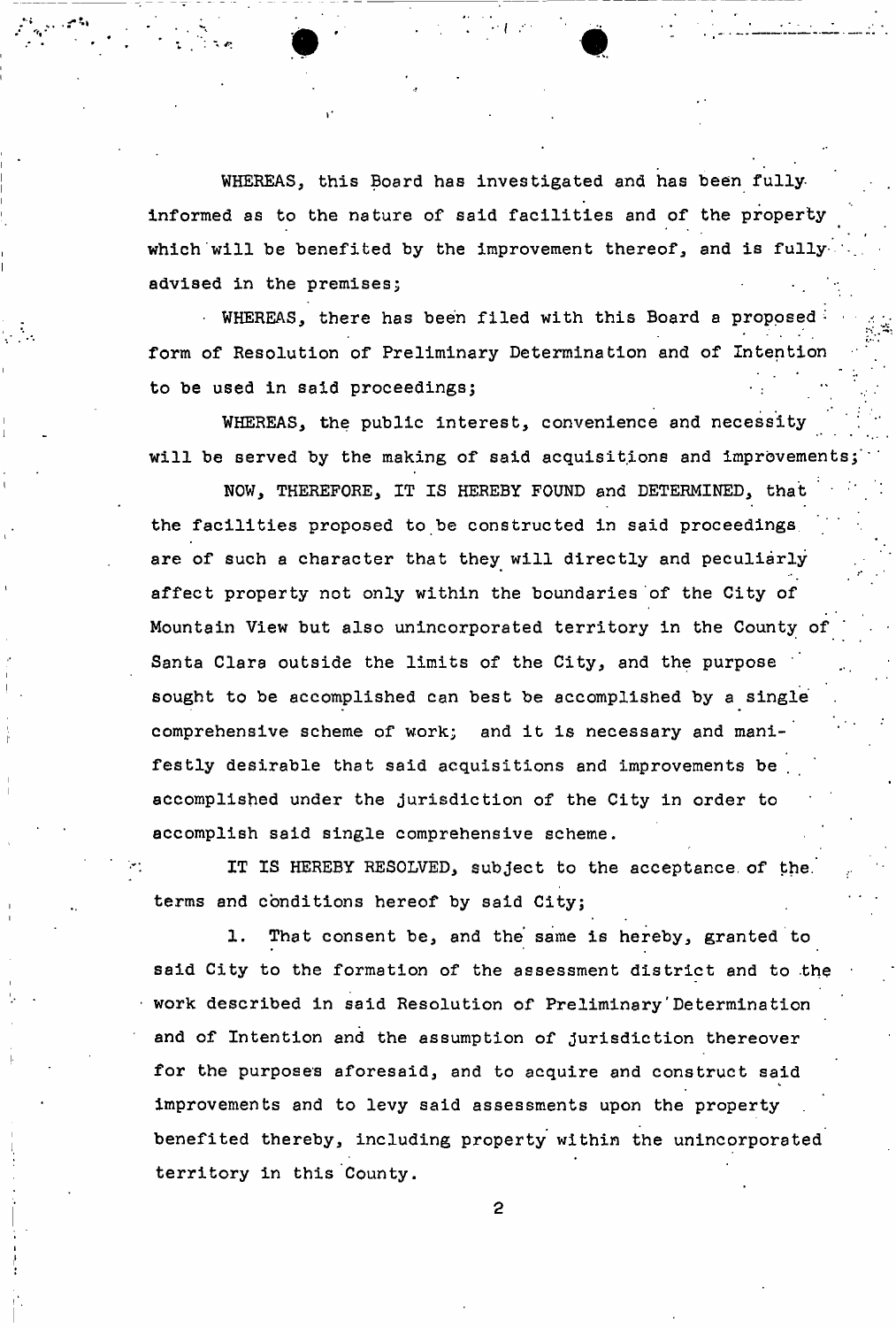WHEREAS, this Board has investigated and has been fully informed as to the nature of said facilities and of the property which will be benefited by the improvement thereof, and is fully advised in the premises;

WHEREAS, there has been filed with this Board a proposed form of Resolution of Preliminary Determination and of Intention to be used in said proceedings;

WHEREAS, the public interest, convenience and necessity will be served by the making of said acquisitions and improvements;

NOW, THEREFORE, IT IS HEREBY FOUND and DETERMINED, that the facilities proposed to be constructed in said proceedings are of such a character that they will directly and peculiarly affect property not only within the boundaries of the City of Mountain View but also unincorporated territory in the County of Santa Clara outside the limits of the City, and the purpose sought to be accomplished can best be accomplished by a single comprehensive scheme of work; and it is necessary and manifestly desirable that said acquisitions and improvements be accomplished under the jurisdiction of the City in order to accomplish said single comprehensive scheme.

IT IS HEREBY RESOLVED, subject to the acceptance of the terms and conditions hereof by said City;

1. That consent be, and the same is hereby, granted to said City to the formation of the assessment district and to the work described in said Resolution of Preliminary Determination and of Intention and the assumption of jurisdiction thereover for the purposes aforesaid, and to acquire and construct said improvements and to levy said assessments upon the property benefited thereby, including property within the unincorporated territory in this County.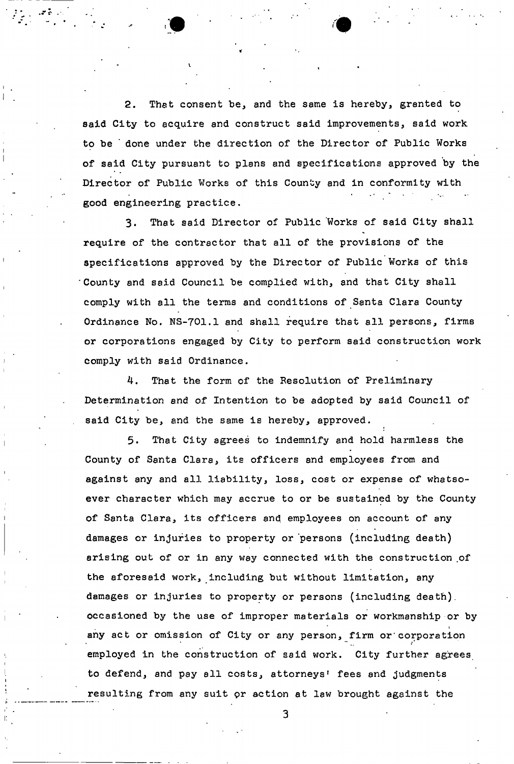2. That consent be, and the same is hereby, granted to said City to acquire and construct said improvements, said work to be done under the direction of the Director of Public Works of said City pursuant to plans and specifications approved by the Director of Public Works of this County and in conformity with good engineering practice.

3. That said Director of Public Works of said City shall require of the contractor that all of the provisions of the specifications approved by the Director of Public Works of this County and said Council be complied with, and that City shall comply with all the terms and conditions of Santa Clara County Ordinance No. NS-701.1 and shall require that all persons, firms or corporations engaged by City to perform said construction work comply with said Ordinance.

4. That the form of the Resolution of Preliminary Determination and of Intention to be adopted by said Council of said City be, and the same is hereby, approved.

5. That City agrees to indemnify and hold harmless the County of Santa Clara, its officers and employees from and against any and all liability, loss, cost or expense of whatsoever character which may accrue to or be sustained by the County of Santa Clara, its officers and employees on account of any damages or injuries to property or persons (including death) arising out of or in any way connected with the construction of the aforesaid work, including but without limitation, any damages or injuries to property or persons (including death) occasioned by the use of improper materials or workmanship or by any act or omission of City or any person, firm or corporation employed in the construction of said work. City further agrees to defend, and pay all costs, attorneys' fees and judgments resulting from any suit or action at law brought against the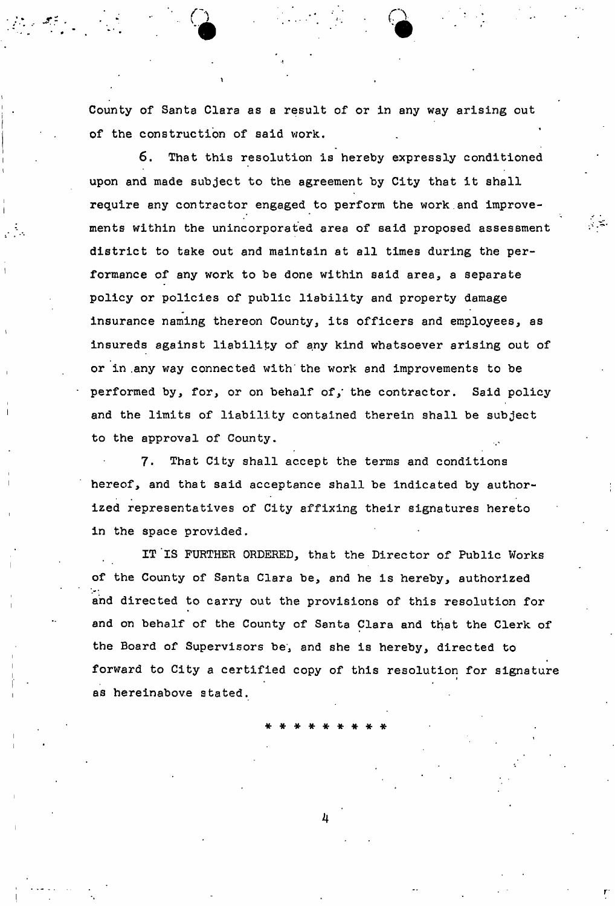County of Santa Clara as a result of or in any way arising out of the construction of said work.

6. That this resolution is hereby expressly conditioned upon and made subject to the agreement by City that it shall require any contractor engaged to perform the work and improvements within the unincorporated area of said proposed assessment district to take out and maintain at all times during the performance of any work to be done within said area, a separate policy or policies of public liability and property damage insurance naming thereon County, its officers and employees, as insureds against liability of any kind whatsoever arising out of or in any way connected with the work and improvements to be performed by, for, or on behalf of, the contractor. Said policy and the limits of liability contained therein shall be subject to the approval of County.

7. That City shall accept the terms and conditions hereof, and that said acceptance shall be indicated by authorized representatives of City affixing their signatures hereto in the space provided.

IT IS FURTHER ORDERED, that the Director of Public Works of the County of Santa Clara be, and he is hereby, authorized and directed to carry out the provisions of this resolution for and on behalf of the County of Santa Clara and that the Clerk of the Board of Supervisors be, and she is hereby, directed to forward to City a certified copy of this resolution for signature as hereinabove stated.

* * * * * * * * *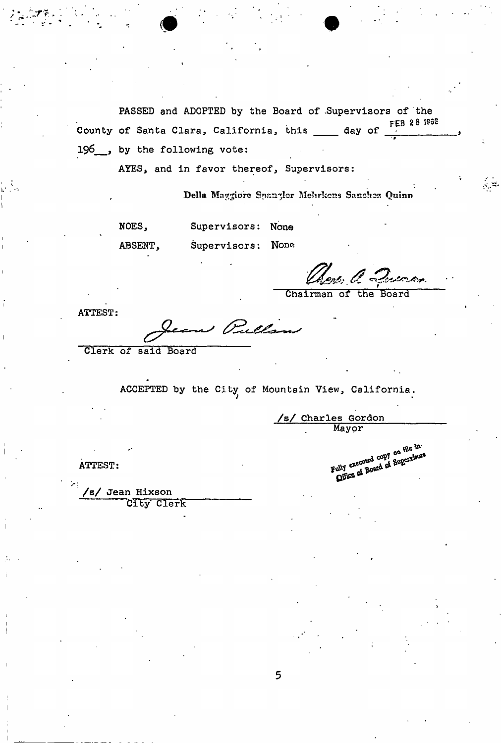PASSED and ADOPTED by the Board of Supervisors of the County of Santa Clara, California, this ____ day of FEB 28 1966, 196__, by the following vote:

AYES, and in favor thereof, Supervisors:

Della Maggiore Spangler Mehrkens Sanchez Quinn

NOES, Supervisors: None

ABSENT, Supervisors: None

_____________________
Chairman of the Board

ATTEST:

Jean Pullan
_____________________
Clerk of said Board

ACCEPTED by the City of Mountain View, California.

/s/ Charles Gordon
Mayor

Fully executed copy on file in Office of Board of Supervisors

ATTEST:

/s/ Jean Hixson
City Clerk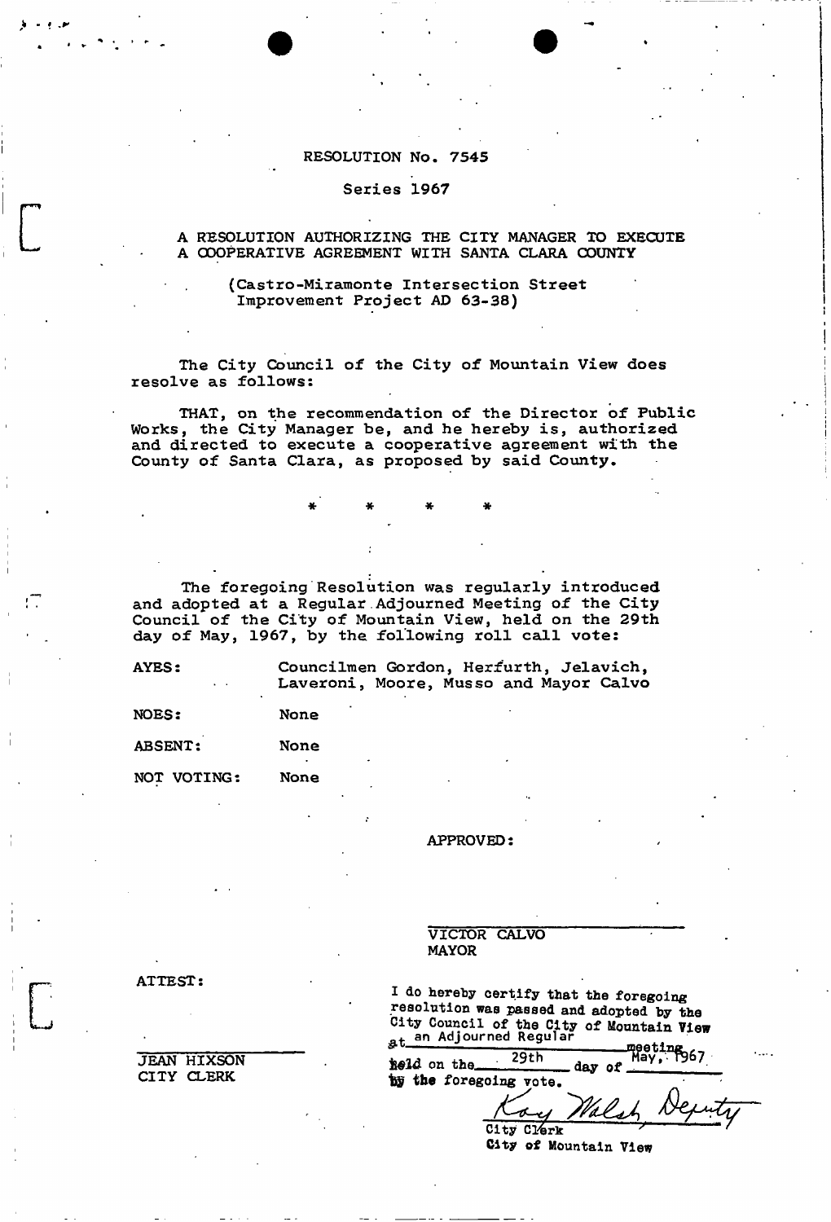RESOLUTION No. 7545

Series 1967

A RESOLUTION AUTHORIZING THE CITY MANAGER TO EXECUTE A COOPERATIVE AGREEMENT WITH SANTA CLARA COUNTY

(Castro-Miramonte Intersection Street Improvement Project AD 63-38)

The City Council of the City of Mountain View does resolve as follows:

THAT, on the recommendation of the Director of Public Works, the City Manager be, and he hereby is, authorized and directed to execute a cooperative agreement with the County of Santa Clara, as proposed by said County.

\* \* \* \*

The foregoing Resolution was regularly introduced and adopted at a Regular Adjourned Meeting of the City Council of the City of Mountain View, held on the 29th day of May, 1967, by the following roll call vote:

AYES: Councilmen Gordon, Herfurth, Jelavich, Laveroni, Moore, Musso and Mayor Calvo

NOES: None

ABSENT: None

NOT VOTING: None

APPROVED:

VICTOR CALVO
MAYOR

ATTEST:

JEAN HIXSON
CITY CLERK

I do hereby certify that the foregoing resolution was passed and adopted by the City Council of the City of Mountain View at an Adjourned Regular meeting held on the 29th day of May, 1967 by the foregoing vote.

Kay Walsh, Deputy
City Clerk
City of Mountain View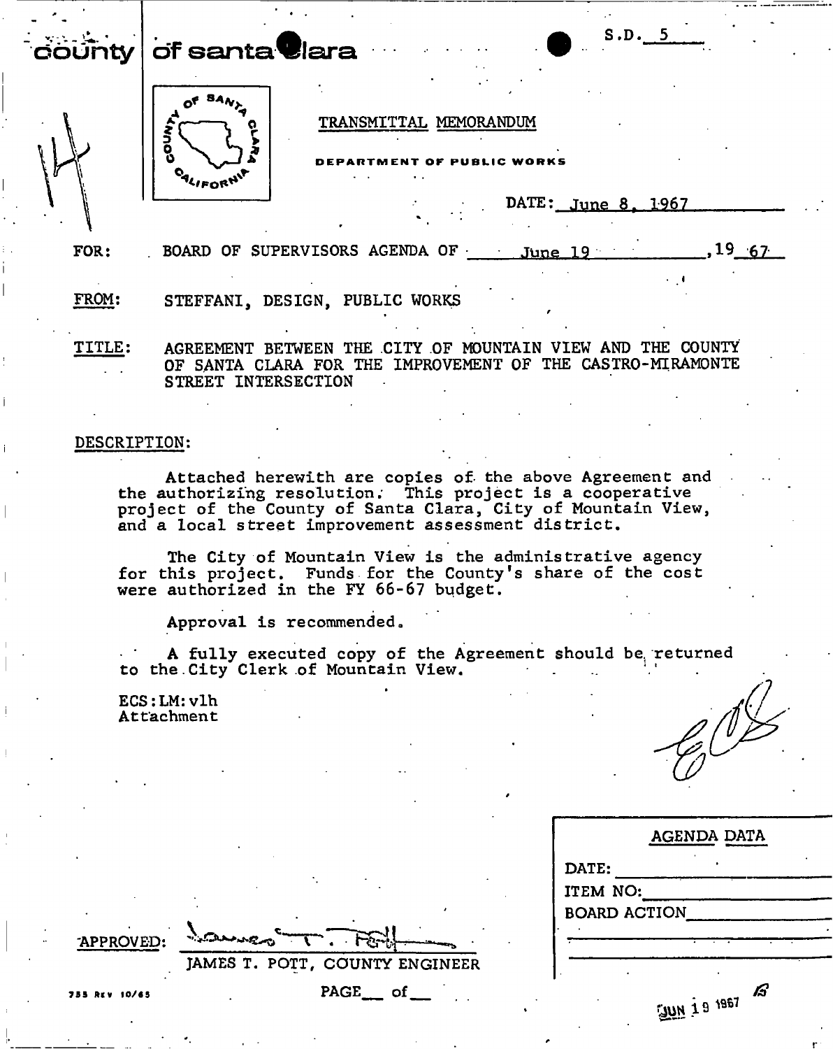county of santa clara

S.D. 5

TRANSMITTAL MEMORANDUM

DEPARTMENT OF PUBLIC WORKS

DATE: June 8, 1967

FOR: BOARD OF SUPERVISORS AGENDA OF June 19, 1967

FROM: STEFFANI, DESIGN, PUBLIC WORKS

TITLE: AGREEMENT BETWEEN THE CITY OF MOUNTAIN VIEW AND THE COUNTY OF SANTA CLARA FOR THE IMPROVEMENT OF THE CASTRO-MIRAMONTE STREET INTERSECTION

DESCRIPTION:

Attached herewith are copies of the above Agreement and the authorizing resolution. This project is a cooperative project of the County of Santa Clara, City of Mountain View, and a local street improvement assessment district.

The City of Mountain View is the administrative agency for this project. Funds for the County's share of the cost were authorized in the FY 66-67 budget.

Approval is recommended.

A fully executed copy of the Agreement should be returned to the City Clerk of Mountain View.

ECS:LM:vlh
Attachment

APPROVED: James T. Pott
JAMES T. POTT, COUNTY ENGINEER

AGENDA DATA

DATE:
ITEM NO:
BOARD ACTION

JUN 19 1967

755 REV 10/65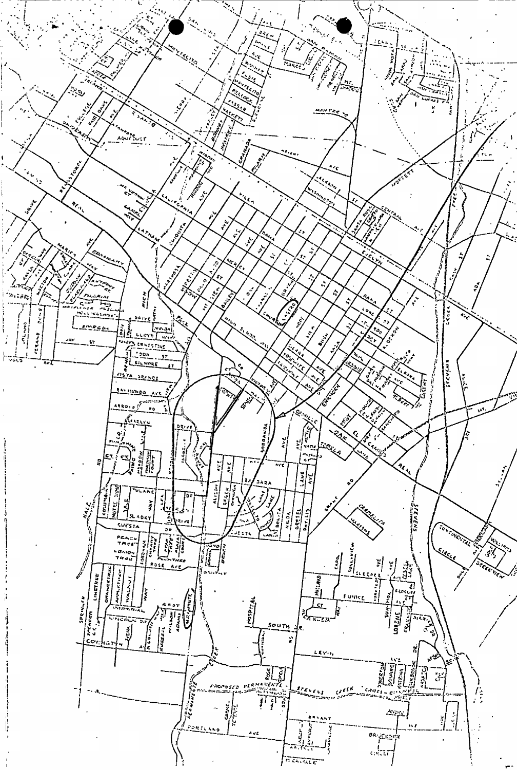MONTECITO

DREW

SAN RAMON

MONTE VISTA

UNIVERSITY

SAN ANTONIO

CALIFORNIA

VILLA

DANA

MERCEDES

EL CAMINO REAL

LATHAM

CHIQUITA

WASHINGTON

JACKSON

CENTRAL AVE

MOFFETT

EVELYN

DANA

STEVENS

SHOW

HIGH SCHOOL WAY

CHURCH

CASTRO

HOPE

VIEW

BRYANT

BUSH

CALDERON

FRANKLIN

FRANCIA

MARIPOSA

PILGRIM

HOLLINGSWORTH

SIMPSON

LLOYD WAY

ERNESTINE

TODD ST

GILMORE ST

VISTA GRANDE

RAYMUNDO AVE

ARBOLES

MARILYN

SOBRANTE

ALLISON

BERELLA

BARBARA

TULANE

COLUMBIA

NOTRE DAME

YALE

SLADKY

CUESTA

PEACH TREE

LEMON TREE

ROSE AVE

BARBARA

NILDA

GRETEL

PHYLLIS

BONITA

GRANT RD

CARMELITA

MARTENS

CONTINENTAL CIRCLE

WILLIAMS

GREENVIEW

SLEEPER

EUNICE

CANOGA

SUNNYVIEW

HOLLAND

SUNSHINE

LORENE

SPRINGER

LIMETREE

SPENCER

ORANGETREE

APPLETREE

WALNUT

RUSSELL

WILSON

ADAMS

COVINGTON

LINCOLN DR

HOSPITAL

SOUTH

LEVIN

PROPOSED PERMANENTE

STEVENS CREEK

PERMANENTE CREEK

PORTLAND AVE

BRYANT

BRUCKNER CIRCLE

OAK

CARMELITA

EL CAMINO REAL

MOFFETT

ADA

STEVENS

PERMANENTE